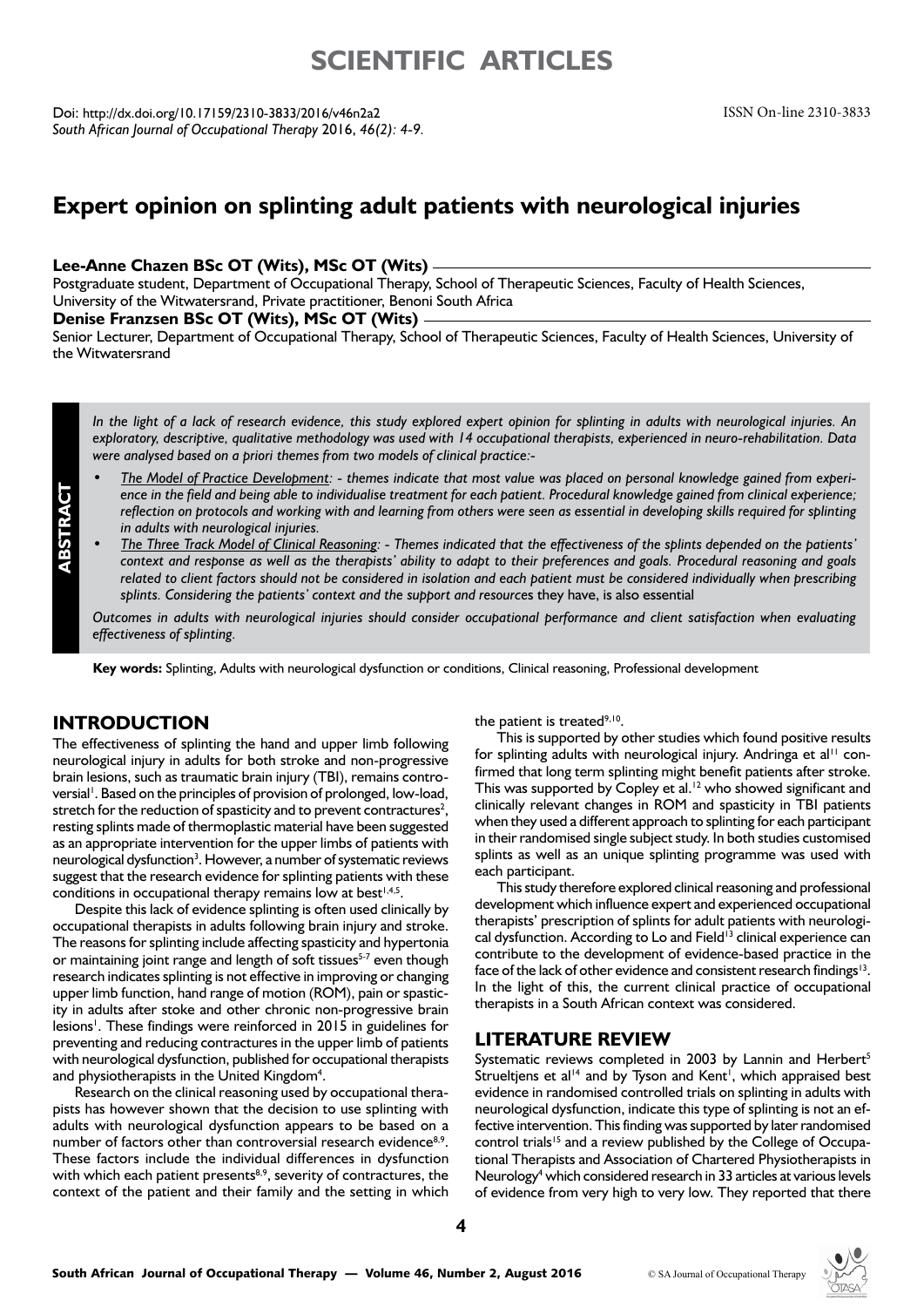# SCIENTIFIC ARTICLES

Doi: http://dx.doi.org/10.17159/2310-3833/2016/v46n2a2
*South African Journal of Occupational Therapy* 2016, *46(2): 4-9.*

ISSN On-line 2310-3833

## Expert opinion on splinting adult patients with neurological injuries

**Lee-Anne Chazen BSc OT (Wits), MSc OT (Wits)**
Postgraduate student, Department of Occupational Therapy, School of Therapeutic Sciences, Faculty of Health Sciences, University of the Witwatersrand, Private practitioner, Benoni South Africa

**Denise Franzsen BSc OT (Wits), MSc OT (Wits)**
Senior Lecturer, Department of Occupational Therapy, School of Therapeutic Sciences, Faculty of Health Sciences, University of the Witwatersrand

**ABSTRACT**

*In the light of a lack of research evidence, this study explored expert opinion for splinting in adults with neurological injuries. An exploratory, descriptive, qualitative methodology was used with 14 occupational therapists, experienced in neuro-rehabilitation. Data were analysed based on a priori themes from two models of clinical practice:-*

- *The Model of Practice Development: - themes indicate that most value was placed on personal knowledge gained from experience in the field and being able to individualise treatment for each patient. Procedural knowledge gained from clinical experience; reflection on protocols and working with and learning from others were seen as essential in developing skills required for splinting in adults with neurological injuries.*
- *The Three Track Model of Clinical Reasoning: - Themes indicated that the effectiveness of the splints depended on the patients' context and response as well as the therapists' ability to adapt to their preferences and goals. Procedural reasoning and goals related to client factors should not be considered in isolation and each patient must be considered individually when prescribing splints. Considering the patients' context and the support and resources they have, is also essential*

*Outcomes in adults with neurological injuries should consider occupational performance and client satisfaction when evaluating effectiveness of splinting.*

**Key words:** Splinting, Adults with neurological dysfunction or conditions, Clinical reasoning, Professional development

## INTRODUCTION

The effectiveness of splinting the hand and upper limb following neurological injury in adults for both stroke and non-progressive brain lesions, such as traumatic brain injury (TBI), remains controversial[1]. Based on the principles of provision of prolonged, low-load, stretch for the reduction of spasticity and to prevent contractures[2], resting splints made of thermoplastic material have been suggested as an appropriate intervention for the upper limbs of patients with neurological dysfunction[3]. However, a number of systematic reviews suggest that the research evidence for splinting patients with these conditions in occupational therapy remains low at best[1,4,5].

Despite this lack of evidence splinting is often used clinically by occupational therapists in adults following brain injury and stroke. The reasons for splinting include affecting spasticity and hypertonia or maintaining joint range and length of soft tissues[5-7] even though research indicates splinting is not effective in improving or changing upper limb function, hand range of motion (ROM), pain or spasticity in adults after stoke and other chronic non-progressive brain lesions[1]. These findings were reinforced in 2015 in guidelines for preventing and reducing contractures in the upper limb of patients with neurological dysfunction, published for occupational therapists and physiotherapists in the United Kingdom[4].

Research on the clinical reasoning used by occupational therapists has however shown that the decision to use splinting with adults with neurological dysfunction appears to be based on a number of factors other than controversial research evidence[8,9]. These factors include the individual differences in dysfunction with which each patient presents[8,9], severity of contractures, the context of the patient and their family and the setting in which the patient is treated[9,10].

This is supported by other studies which found positive results for splinting adults with neurological injury. Andringa et al[11] confirmed that long term splinting might benefit patients after stroke. This was supported by Copley et al.[12] who showed significant and clinically relevant changes in ROM and spasticity in TBI patients when they used a different approach to splinting for each participant in their randomised single subject study. In both studies customised splints as well as an unique splinting programme was used with each participant.

This study therefore explored clinical reasoning and professional development which influence expert and experienced occupational therapists' prescription of splints for adult patients with neurological dysfunction. According to Lo and Field[13] clinical experience can contribute to the development of evidence-based practice in the face of the lack of other evidence and consistent research findings[13]. In the light of this, the current clinical practice of occupational therapists in a South African context was considered.

## LITERATURE REVIEW

Systematic reviews completed in 2003 by Lannin and Herbert[5] Strueltjens et al[14] and by Tyson and Kent[1], which appraised best evidence in randomised controlled trials on splinting in adults with neurological dysfunction, indicate this type of splinting is not an effective intervention. This finding was supported by later randomised control trials[15] and a review published by the College of Occupational Therapists and Association of Chartered Physiotherapists in Neurology[4] which considered research in 33 articles at various levels of evidence from very high to very low. They reported that there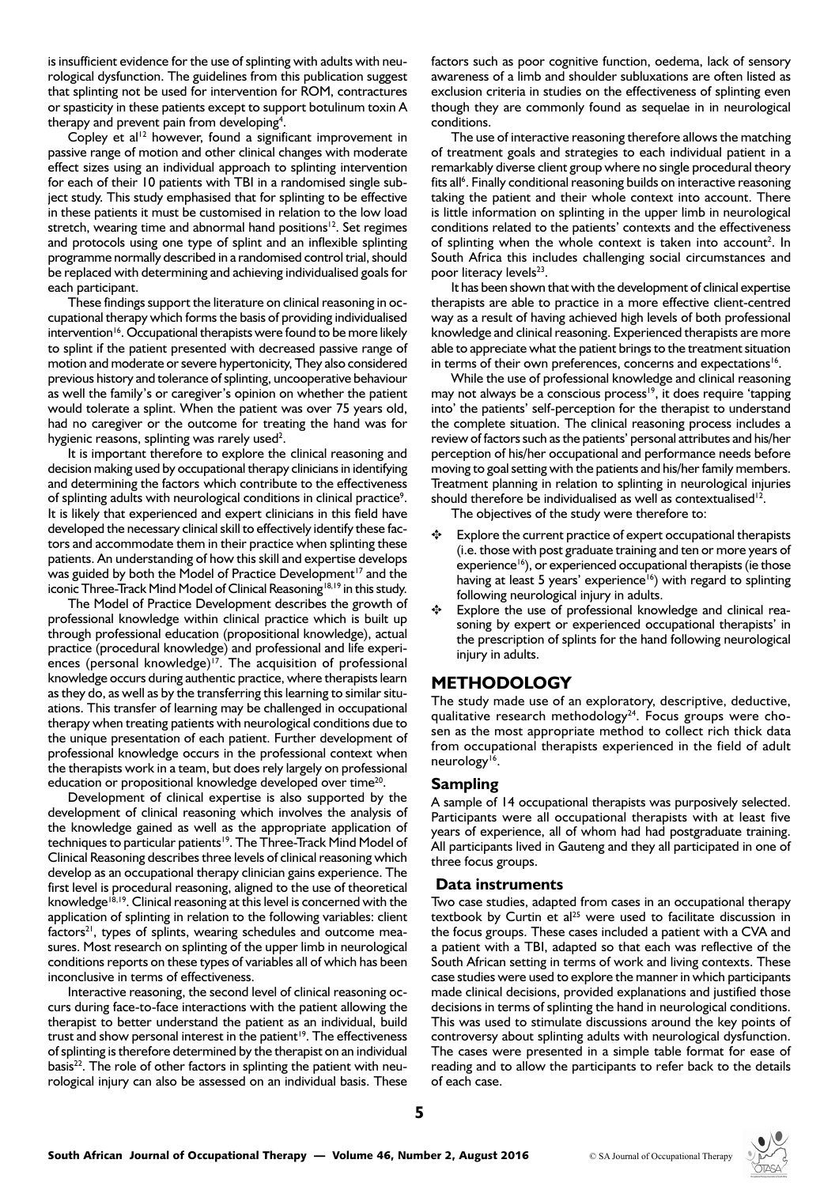is insufficient evidence for the use of splinting with adults with neurological dysfunction. The guidelines from this publication suggest that splinting not be used for intervention for ROM, contractures or spasticity in these patients except to support botulinum toxin A therapy and prevent pain from developing[4].

Copley et al[12] however, found a significant improvement in passive range of motion and other clinical changes with moderate effect sizes using an individual approach to splinting intervention for each of their 10 patients with TBI in a randomised single subject study. This study emphasised that for splinting to be effective in these patients it must be customised in relation to the low load stretch, wearing time and abnormal hand positions[12]. Set regimes and protocols using one type of splint and an inflexible splinting programme normally described in a randomised control trial, should be replaced with determining and achieving individualised goals for each participant.

These findings support the literature on clinical reasoning in occupational therapy which forms the basis of providing individualised intervention[16]. Occupational therapists were found to be more likely to splint if the patient presented with decreased passive range of motion and moderate or severe hypertonicity, They also considered previous history and tolerance of splinting, uncooperative behaviour as well the family's or caregiver's opinion on whether the patient would tolerate a splint. When the patient was over 75 years old, had no caregiver or the outcome for treating the hand was for hygienic reasons, splinting was rarely used[2].

It is important therefore to explore the clinical reasoning and decision making used by occupational therapy clinicians in identifying and determining the factors which contribute to the effectiveness of splinting adults with neurological conditions in clinical practice[9]. It is likely that experienced and expert clinicians in this field have developed the necessary clinical skill to effectively identify these factors and accommodate them in their practice when splinting these patients. An understanding of how this skill and expertise develops was guided by both the Model of Practice Development[17] and the iconic Three-Track Mind Model of Clinical Reasoning[18,19] in this study.

The Model of Practice Development describes the growth of professional knowledge within clinical practice which is built up through professional education (propositional knowledge), actual practice (procedural knowledge) and professional and life experiences (personal knowledge)[17]. The acquisition of professional knowledge occurs during authentic practice, where therapists learn as they do, as well as by the transferring this learning to similar situations. This transfer of learning may be challenged in occupational therapy when treating patients with neurological conditions due to the unique presentation of each patient. Further development of professional knowledge occurs in the professional context when the therapists work in a team, but does rely largely on professional education or propositional knowledge developed over time[20].

Development of clinical expertise is also supported by the development of clinical reasoning which involves the analysis of the knowledge gained as well as the appropriate application of techniques to particular patients[19]. The Three-Track Mind Model of Clinical Reasoning describes three levels of clinical reasoning which develop as an occupational therapy clinician gains experience. The first level is procedural reasoning, aligned to the use of theoretical knowledge[18,19]. Clinical reasoning at this level is concerned with the application of splinting in relation to the following variables: client factors[21], types of splints, wearing schedules and outcome measures. Most research on splinting of the upper limb in neurological conditions reports on these types of variables all of which has been inconclusive in terms of effectiveness.

Interactive reasoning, the second level of clinical reasoning occurs during face-to-face interactions with the patient allowing the therapist to better understand the patient as an individual, build trust and show personal interest in the patient[19]. The effectiveness of splinting is therefore determined by the therapist on an individual basis[22]. The role of other factors in splinting the patient with neurological injury can also be assessed on an individual basis. These factors such as poor cognitive function, oedema, lack of sensory awareness of a limb and shoulder subluxations are often listed as exclusion criteria in studies on the effectiveness of splinting even though they are commonly found as sequelae in in neurological conditions.

The use of interactive reasoning therefore allows the matching of treatment goals and strategies to each individual patient in a remarkably diverse client group where no single procedural theory fits all[6]. Finally conditional reasoning builds on interactive reasoning taking the patient and their whole context into account. There is little information on splinting in the upper limb in neurological conditions related to the patients' contexts and the effectiveness of splinting when the whole context is taken into account[2]. In South Africa this includes challenging social circumstances and poor literacy levels[23].

It has been shown that with the development of clinical expertise therapists are able to practice in a more effective client-centred way as a result of having achieved high levels of both professional knowledge and clinical reasoning. Experienced therapists are more able to appreciate what the patient brings to the treatment situation in terms of their own preferences, concerns and expectations[16].

While the use of professional knowledge and clinical reasoning may not always be a conscious process[19], it does require 'tapping into' the patients' self-perception for the therapist to understand the complete situation. The clinical reasoning process includes a review of factors such as the patients' personal attributes and his/her perception of his/her occupational and performance needs before moving to goal setting with the patients and his/her family members. Treatment planning in relation to splinting in neurological injuries should therefore be individualised as well as contextualised[12].

The objectives of the study were therefore to:

- Explore the current practice of expert occupational therapists (i.e. those with post graduate training and ten or more years of experience[16]), or experienced occupational therapists (ie those having at least 5 years' experience[16]) with regard to splinting following neurological injury in adults.
- Explore the use of professional knowledge and clinical reasoning by expert or experienced occupational therapists' in the prescription of splints for the hand following neurological injury in adults.

## METHODOLOGY

The study made use of an exploratory, descriptive, deductive, qualitative research methodology[24]. Focus groups were chosen as the most appropriate method to collect rich thick data from occupational therapists experienced in the field of adult neurology[16].

### Sampling

A sample of 14 occupational therapists was purposively selected. Participants were all occupational therapists with at least five years of experience, all of whom had had postgraduate training. All participants lived in Gauteng and they all participated in one of three focus groups.

### Data instruments

Two case studies, adapted from cases in an occupational therapy textbook by Curtin et al[25] were used to facilitate discussion in the focus groups. These cases included a patient with a CVA and a patient with a TBI, adapted so that each was reflective of the South African setting in terms of work and living contexts. These case studies were used to explore the manner in which participants made clinical decisions, provided explanations and justified those decisions in terms of splinting the hand in neurological conditions. This was used to stimulate discussions around the key points of controversy about splinting adults with neurological dysfunction. The cases were presented in a simple table format for ease of reading and to allow the participants to refer back to the details of each case.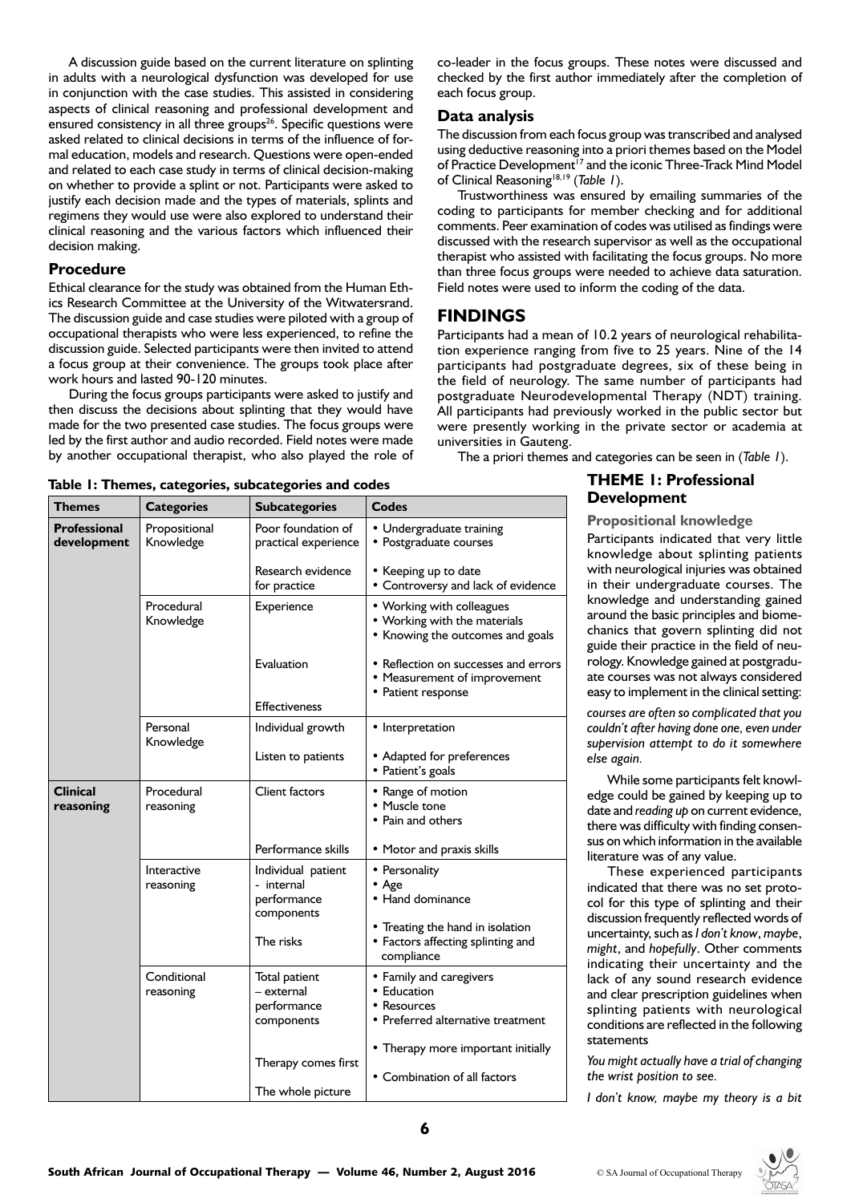A discussion guide based on the current literature on splinting in adults with a neurological dysfunction was developed for use in conjunction with the case studies. This assisted in considering aspects of clinical reasoning and professional development and ensured consistency in all three groups[26]. Specific questions were asked related to clinical decisions in terms of the influence of formal education, models and research. Questions were open-ended and related to each case study in terms of clinical decision-making on whether to provide a splint or not. Participants were asked to justify each decision made and the types of materials, splints and regimens they would use were also explored to understand their clinical reasoning and the various factors which influenced their decision making.

## Procedure

Ethical clearance for the study was obtained from the Human Ethics Research Committee at the University of the Witwatersrand. The discussion guide and case studies were piloted with a group of occupational therapists who were less experienced, to refine the discussion guide. Selected participants were then invited to attend a focus group at their convenience. The groups took place after work hours and lasted 90-120 minutes.

During the focus groups participants were asked to justify and then discuss the decisions about splinting that they would have made for the two presented case studies. The focus groups were led by the first author and audio recorded. Field notes were made by another occupational therapist, who also played the role of co-leader in the focus groups. These notes were discussed and checked by the first author immediately after the completion of each focus group.

## Data analysis

The discussion from each focus group was transcribed and analysed using deductive reasoning into a priori themes based on the Model of Practice Development[17] and the iconic Three-Track Mind Model of Clinical Reasoning[18,19] (*Table 1*).

Trustworthiness was ensured by emailing summaries of the coding to participants for member checking and for additional comments. Peer examination of codes was utilised as findings were discussed with the research supervisor as well as the occupational therapist who assisted with facilitating the focus groups. No more than three focus groups were needed to achieve data saturation. Field notes were used to inform the coding of the data.

# FINDINGS

Participants had a mean of 10.2 years of neurological rehabilitation experience ranging from five to 25 years. Nine of the 14 participants had postgraduate degrees, six of these being in the field of neurology. The same number of participants had postgraduate Neurodevelopmental Therapy (NDT) training. All participants had previously worked in the public sector but were presently working in the private sector or academia at universities in Gauteng.

The a priori themes and categories can be seen in (*Table 1*).

**Table 1: Themes, categories, subcategories and codes**

| Themes | Categories | Subcategories | Codes |
|---|---|---|---|
| **Professional development** | Propositional Knowledge | Poor foundation of practical experience | • Undergraduate training<br>• Postgraduate courses |
| | | Research evidence for practice | • Keeping up to date<br>• Controversy and lack of evidence |
| | Procedural Knowledge | Experience | • Working with colleagues<br>• Working with the materials<br>• Knowing the outcomes and goals |
| | | Evaluation | • Reflection on successes and errors<br>• Measurement of improvement<br>• Patient response |
| | | Effectiveness | |
| | Personal Knowledge | Individual growth | • Interpretation |
| | | Listen to patients | • Adapted for preferences<br>• Patient's goals |
| **Clinical reasoning** | Procedural reasoning | Client factors | • Range of motion<br>• Muscle tone<br>• Pain and others |
| | | Performance skills | • Motor and praxis skills |
| | Interactive reasoning | Individual patient - internal performance components | • Personality<br>• Age<br>• Hand dominance |
| | | The risks | • Treating the hand in isolation<br>• Factors affecting splinting and compliance |
| | Conditional reasoning | Total patient – external performance components | • Family and caregivers<br>• Education<br>• Resources<br>• Preferred alternative treatment |
| | | Therapy comes first | • Therapy more important initially |
| | | The whole picture | • Combination of all factors |

## THEME 1: Professional Development

### Propositional knowledge

Participants indicated that very little knowledge about splinting patients with neurological injuries was obtained in their undergraduate courses. The knowledge and understanding gained around the basic principles and biomechanics that govern splinting did not guide their practice in the field of neurology. Knowledge gained at postgraduate courses was not always considered easy to implement in the clinical setting:

*courses are often so complicated that you couldn't after having done one, even under supervision attempt to do it somewhere else again.*

While some participants felt knowledge could be gained by keeping up to date and *reading up* on current evidence, there was difficulty with finding consensus on which information in the available literature was of any value.

These experienced participants indicated that there was no set protocol for this type of splinting and their discussion frequently reflected words of uncertainty, such as *I don't know*, *maybe*, *might*, and *hopefully*. Other comments indicating their uncertainty and the lack of any sound research evidence and clear prescription guidelines when splinting patients with neurological conditions are reflected in the following statements

*You might actually have a trial of changing the wrist position to see.*

*I don't know, maybe my theory is a bit*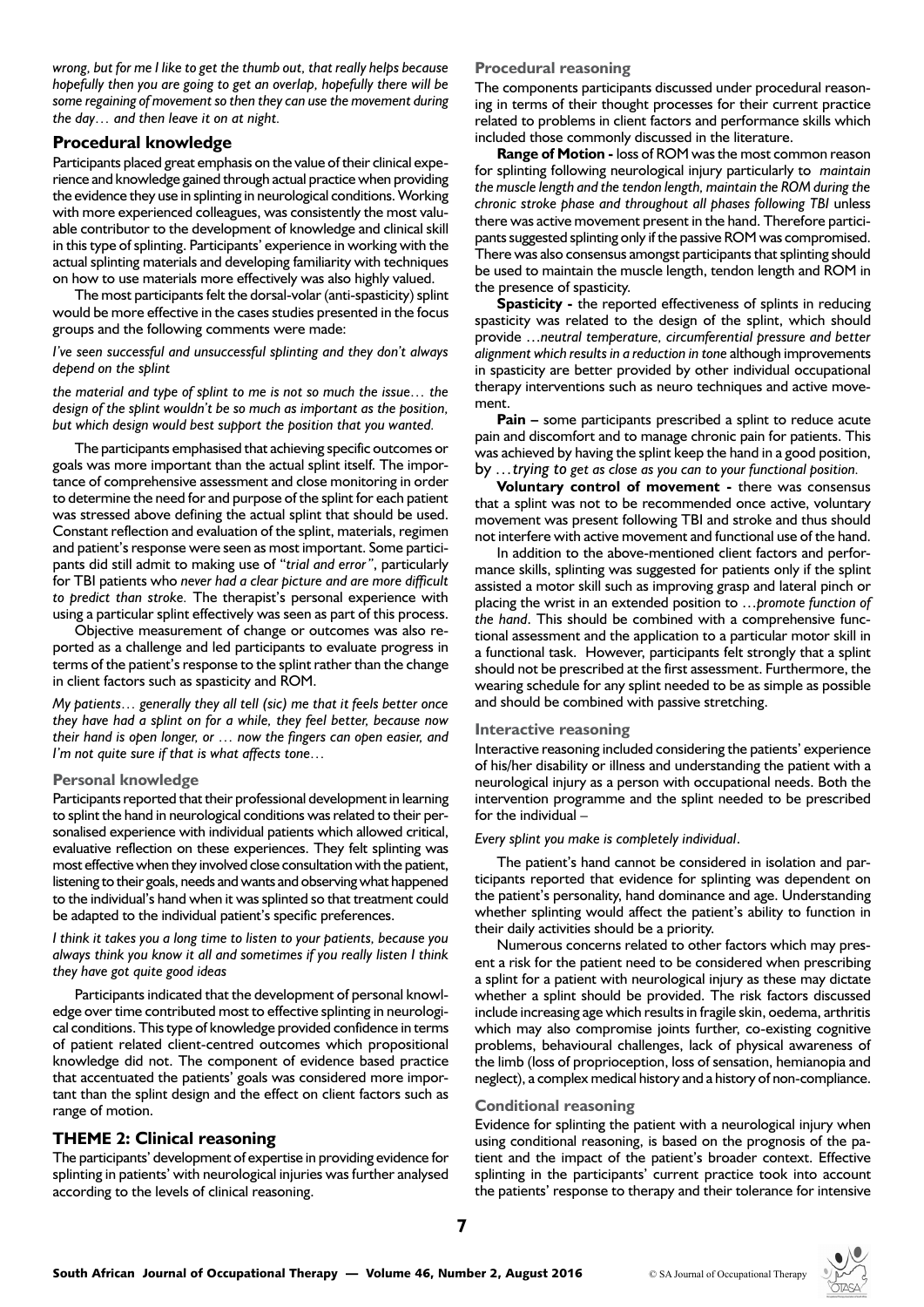*wrong, but for me I like to get the thumb out, that really helps because hopefully then you are going to get an overlap, hopefully there will be some regaining of movement so then they can use the movement during the day… and then leave it on at night.*

## Procedural knowledge

Participants placed great emphasis on the value of their clinical experience and knowledge gained through actual practice when providing the evidence they use in splinting in neurological conditions. Working with more experienced colleagues, was consistently the most valuable contributor to the development of knowledge and clinical skill in this type of splinting. Participants' experience in working with the actual splinting materials and developing familiarity with techniques on how to use materials more effectively was also highly valued.

The most participants felt the dorsal-volar (anti-spasticity) splint would be more effective in the cases studies presented in the focus groups and the following comments were made:

*I've seen successful and unsuccessful splinting and they don't always depend on the splint*

*the material and type of splint to me is not so much the issue… the design of the splint wouldn't be so much as important as the position, but which design would best support the position that you wanted.*

The participants emphasised that achieving specific outcomes or goals was more important than the actual splint itself. The importance of comprehensive assessment and close monitoring in order to determine the need for and purpose of the splint for each patient was stressed above defining the actual splint that should be used. Constant reflection and evaluation of the splint, materials, regimen and patient's response were seen as most important. Some participants did still admit to making use of "*trial and error"*, particularly for TBI patients who *never had a clear picture and are more difficult to predict than stroke.* The therapist's personal experience with using a particular splint effectively was seen as part of this process.

Objective measurement of change or outcomes was also reported as a challenge and led participants to evaluate progress in terms of the patient's response to the splint rather than the change in client factors such as spasticity and ROM.

*My patients… generally they all tell (sic) me that it feels better once they have had a splint on for a while, they feel better, because now their hand is open longer, or … now the fingers can open easier, and I'm not quite sure if that is what affects tone…*

### Personal knowledge

Participants reported that their professional development in learning to splint the hand in neurological conditions was related to their personalised experience with individual patients which allowed critical, evaluative reflection on these experiences. They felt splinting was most effective when they involved close consultation with the patient, listening to their goals, needs and wants and observing what happened to the individual's hand when it was splinted so that treatment could be adapted to the individual patient's specific preferences.

*I think it takes you a long time to listen to your patients, because you always think you know it all and sometimes if you really listen I think they have got quite good ideas*

Participants indicated that the development of personal knowledge over time contributed most to effective splinting in neurological conditions. This type of knowledge provided confidence in terms of patient related client-centred outcomes which propositional knowledge did not. The component of evidence based practice that accentuated the patients' goals was considered more important than the splint design and the effect on client factors such as range of motion.

## THEME 2: Clinical reasoning

The participants' development of expertise in providing evidence for splinting in patients' with neurological injuries was further analysed according to the levels of clinical reasoning.

### Procedural reasoning

The components participants discussed under procedural reasoning in terms of their thought processes for their current practice related to problems in client factors and performance skills which included those commonly discussed in the literature.

**Range of Motion -** loss of ROM was the most common reason for splinting following neurological injury particularly to *maintain the muscle length and the tendon length, maintain the ROM during the chronic stroke phase and throughout all phases following TBI* unless there was active movement present in the hand. Therefore participants suggested splinting only if the passive ROM was compromised. There was also consensus amongst participants that splinting should be used to maintain the muscle length, tendon length and ROM in the presence of spasticity.

**Spasticity -** the reported effectiveness of splints in reducing spasticity was related to the design of the splint, which should provide *…neutral temperature, circumferential pressure and better alignment which results in a reduction in tone* although improvements in spasticity are better provided by other individual occupational therapy interventions such as neuro techniques and active movement.

**Pain –** some participants prescribed a splint to reduce acute pain and discomfort and to manage chronic pain for patients. This was achieved by having the splint keep the hand in a good position, by *…trying to get as close as you can to your functional position.*

**Voluntary control of movement -** there was consensus that a splint was not to be recommended once active, voluntary movement was present following TBI and stroke and thus should not interfere with active movement and functional use of the hand.

In addition to the above-mentioned client factors and performance skills, splinting was suggested for patients only if the splint assisted a motor skill such as improving grasp and lateral pinch or placing the wrist in an extended position to *…promote function of the hand*. This should be combined with a comprehensive functional assessment and the application to a particular motor skill in a functional task. However, participants felt strongly that a splint should not be prescribed at the first assessment. Furthermore, the wearing schedule for any splint needed to be as simple as possible and should be combined with passive stretching.

### Interactive reasoning

Interactive reasoning included considering the patients' experience of his/her disability or illness and understanding the patient with a neurological injury as a person with occupational needs. Both the intervention programme and the splint needed to be prescribed for the individual –

*Every splint you make is completely individual*.

The patient's hand cannot be considered in isolation and participants reported that evidence for splinting was dependent on the patient's personality, hand dominance and age. Understanding whether splinting would affect the patient's ability to function in their daily activities should be a priority.

Numerous concerns related to other factors which may present a risk for the patient need to be considered when prescribing a splint for a patient with neurological injury as these may dictate whether a splint should be provided. The risk factors discussed include increasing age which results in fragile skin, oedema, arthritis which may also compromise joints further, co-existing cognitive problems, behavioural challenges, lack of physical awareness of the limb (loss of proprioception, loss of sensation, hemianopia and neglect), a complex medical history and a history of non-compliance.

### Conditional reasoning

Evidence for splinting the patient with a neurological injury when using conditional reasoning, is based on the prognosis of the patient and the impact of the patient's broader context. Effective splinting in the participants' current practice took into account the patients' response to therapy and their tolerance for intensive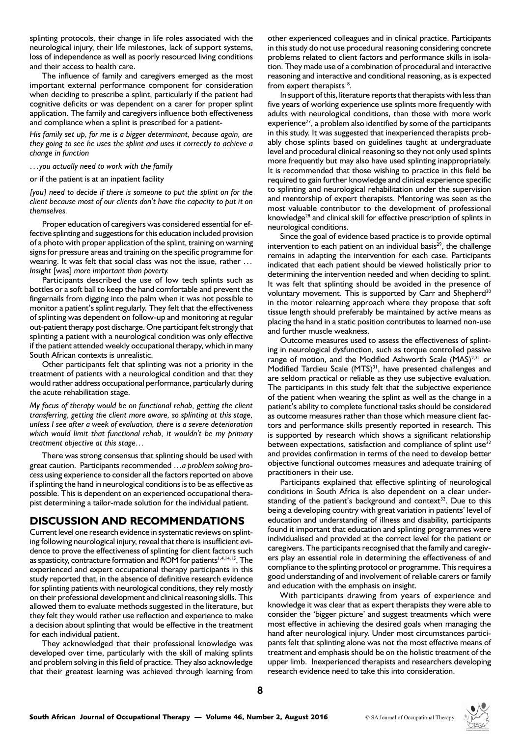splinting protocols, their change in life roles associated with the neurological injury, their life milestones, lack of support systems, loss of independence as well as poorly resourced living conditions and their access to health care.

The influence of family and caregivers emerged as the most important external performance component for consideration when deciding to prescribe a splint, particularly if the patient had cognitive deficits or was dependent on a carer for proper splint application. The family and caregivers influence both effectiveness and compliance when a splint is prescribed for a patient-

*His family set up, for me is a bigger determinant, because again, are they going to see he uses the splint and uses it correctly to achieve a change in function*

*…you actually need to work with the family*

or if the patient is at an inpatient facility

*[you] need to decide if there is someone to put the splint on for the client because most of our clients don't have the capacity to put it on themselves.*

Proper education of caregivers was considered essential for effective splinting and suggestions for this education included provision of a photo with proper application of the splint, training on warning signs for pressure areas and training on the specific programme for wearing. It was felt that social class was not the issue, rather *… Insight* [was] *more important than poverty.*

Participants described the use of low tech splints such as bottles or a soft ball to keep the hand comfortable and prevent the fingernails from digging into the palm when it was not possible to monitor a patient's splint regularly. They felt that the effectiveness of splinting was dependent on follow-up and monitoring at regular out-patient therapy post discharge. One participant felt strongly that splinting a patient with a neurological condition was only effective if the patient attended weekly occupational therapy, which in many South African contexts is unrealistic.

Other participants felt that splinting was not a priority in the treatment of patients with a neurological condition and that they would rather address occupational performance, particularly during the acute rehabilitation stage.

*My focus of therapy would be on functional rehab, getting the client transferring, getting the client more aware, so splinting at this stage, unless I see after a week of evaluation, there is a severe deterioration which would limit that functional rehab, it wouldn't be my primary treatment objective at this stage…*

There was strong consensus that splinting should be used with great caution. Participants recommended *…a problem solving process* using experience to consider all the factors reported on above if splinting the hand in neurological conditions is to be as effective as possible. This is dependent on an experienced occupational therapist determining a tailor-made solution for the individual patient.

## DISCUSSION AND RECOMMENDATIONS

Current level one research evidence in systematic reviews on splinting following neurological injury, reveal that there is insufficient evidence to prove the effectiveness of splinting for client factors such as spasticity, contracture formation and ROM for patients[1,4,14,15]. The experienced and expert occupational therapy participants in this study reported that, in the absence of definitive research evidence for splinting patients with neurological conditions, they rely mostly on their professional development and clinical reasoning skills. This allowed them to evaluate methods suggested in the literature, but they felt they would rather use reflection and experience to make a decision about splinting that would be effective in the treatment for each individual patient.

They acknowledged that their professional knowledge was developed over time, particularly with the skill of making splints and problem solving in this field of practice. They also acknowledge that their greatest learning was achieved through learning from other experienced colleagues and in clinical practice. Participants in this study do not use procedural reasoning considering concrete problems related to client factors and performance skills in isolation. They made use of a combination of procedural and interactive reasoning and interactive and conditional reasoning, as is expected from expert therapists[18].

In support of this, literature reports that therapists with less than five years of working experience use splints more frequently with adults with neurological conditions, than those with more work experience[27], a problem also identified by some of the participants in this study. It was suggested that inexperienced therapists probably chose splints based on guidelines taught at undergraduate level and procedural clinical reasoning so they not only used splints more frequently but may also have used splinting inappropriately. It is recommended that those wishing to practice in this field be required to gain further knowledge and clinical experience specific to splinting and neurological rehabilitation under the supervision and mentorship of expert therapists. Mentoring was seen as the most valuable contributor to the development of professional knowledge[28] and clinical skill for effective prescription of splints in neurological conditions.

Since the goal of evidence based practice is to provide optimal intervention to each patient on an individual basis[29], the challenge remains in adapting the intervention for each case. Participants indicated that each patient should be viewed holistically prior to determining the intervention needed and when deciding to splint. It was felt that splinting should be avoided in the presence of voluntary movement. This is supported by Carr and Shepherd[30] in the motor relearning approach where they propose that soft tissue length should preferably be maintained by active means as placing the hand in a static position contributes to learned non-use and further muscle weakness.

Outcome measures used to assess the effectiveness of splinting in neurological dysfunction, such as torque controlled passive range of motion, and the Modified Ashworth Scale (MAS)[2,31] or Modified Tardieu Scale (MTS)[31], have presented challenges and are seldom practical or reliable as they use subjective evaluation. The participants in this study felt that the subjective experience of the patient when wearing the splint as well as the change in a patient's ability to complete functional tasks should be considered as outcome measures rather than those which measure client factors and performance skills presently reported in research. This is supported by research which shows a significant relationship between expectations, satisfaction and compliance of splint use[32] and provides confirmation in terms of the need to develop better objective functional outcomes measures and adequate training of practitioners in their use.

Participants explained that effective splinting of neurological conditions in South Africa is also dependent on a clear understanding of the patient's background and context[32]. Due to this being a developing country with great variation in patients' level of education and understanding of illness and disability, participants found it important that education and splinting programmes were individualised and provided at the correct level for the patient or caregivers. The participants recognised that the family and caregivers play an essential role in determining the effectiveness of and compliance to the splinting protocol or programme. This requires a good understanding of and involvement of reliable carers or family and education with the emphasis on insight.

With participants drawing from years of experience and knowledge it was clear that as expert therapists they were able to consider the 'bigger picture' and suggest treatments which were most effective in achieving the desired goals when managing the hand after neurological injury. Under most circumstances participants felt that splinting alone was not the most effective means of treatment and emphasis should be on the holistic treatment of the upper limb. Inexperienced therapists and researchers developing research evidence need to take this into consideration.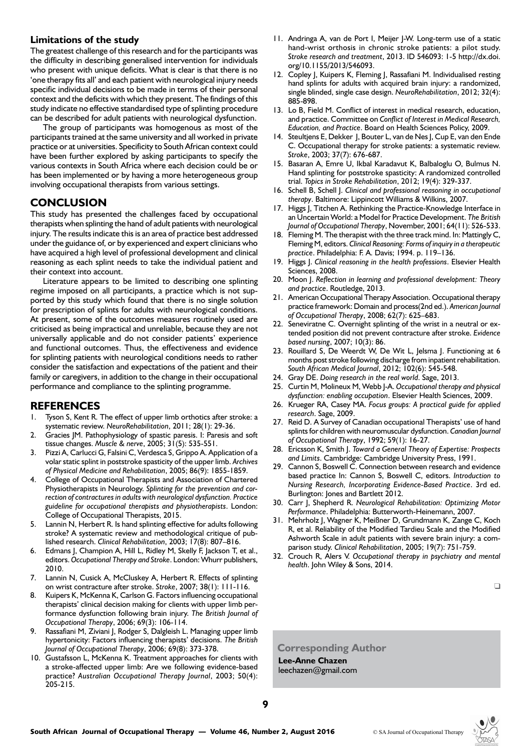### Limitations of the study

The greatest challenge of this research and for the participants was the difficulty in describing generalised intervention for individuals who present with unique deficits. What is clear is that there is no 'one therapy fits all' and each patient with neurological injury needs specific individual decisions to be made in terms of their personal context and the deficits with which they present. The findings of this study indicate no effective standardised type of splinting procedure can be described for adult patients with neurological dysfunction.

The group of participants was homogenous as most of the participants trained at the same university and all worked in private practice or at universities. Specificity to South African context could have been further explored by asking participants to specify the various contexts in South Africa where each decision could be or has been implemented or by having a more heterogeneous group involving occupational therapists from various settings.

## CONCLUSION

This study has presented the challenges faced by occupational therapists when splinting the hand of adult patients with neurological injury. The results indicate this is an area of practice best addressed under the guidance of, or by experienced and expert clinicians who have acquired a high level of professional development and clinical reasoning as each splint needs to take the individual patient and their context into account.

Literature appears to be limited to describing one splinting regime imposed on all participants, a practice which is not supported by this study which found that there is no single solution for prescription of splints for adults with neurological conditions. At present, some of the outcomes measures routinely used are criticised as being impractical and unreliable, because they are not universally applicable and do not consider patients' experience and functional outcomes. Thus, the effectiveness and evidence for splinting patients with neurological conditions needs to rather consider the satisfaction and expectations of the patient and their family or caregivers, in addition to the change in their occupational performance and compliance to the splinting programme.

## REFERENCES

1. Tyson S, Kent R. The effect of upper limb orthotics after stroke: a systematic review. *NeuroRehabilitation*, 2011; 28(1): 29-36.
2. Gracies JM. Pathophysiology of spastic paresis. I: Paresis and soft tissue changes. *Muscle & nerve*, 2005; 31(5): 535-551.
3. Pizzi A, Carlucci G, Falsini C, Verdesca S, Grippo A. Application of a volar static splint in poststroke spasticity of the upper limb. *Archives of Physical Medicine and Rehabilitation*, 2005; 86(9): 1855-1859.
4. College of Occupational Therapists and Association of Chartered Physiotherapists in Neurology. *Splinting for the prevention and correction of contractures in adults with neurological dysfunction. Practice guideline for occupational therapists and physiotherapists*. London: College of Occupational Therapists, 2015.
5. Lannin N, Herbert R. Is hand splinting effective for adults following stroke? A systematic review and methodological critique of published research. *Clinical Rehabilitation*, 2003; 17(8): 807–816.
6. Edmans J, Champion A, Hill L, Ridley M, Skelly F, Jackson T, et al., editors. *Occupational Therapy and Stroke*. London: Whurr publishers, 2010.
7. Lannin N, Cusick A, McCluskey A, Herbert R. Effects of splinting on wrist contracture after stroke. *Stroke*, 2007; 38(1): 111-116.
8. Kuipers K, McKenna K, Carlson G. Factors influencing occupational therapists' clinical decision making for clients with upper limb performance dysfunction following brain injury. *The British Journal of Occupational Therapy*, 2006; 69(3): 106-114.
9. Rassafiani M, Ziviani J, Rodger S, Dalgleish L. Managing upper limb hypertonicity: Factors influencing therapists' decisions. *The British Journal of Occupational Therapy*, 2006; 69(8): 373-378.
10. Gustafsson L, McKenna K. Treatment approaches for clients with a stroke-affected upper limb: Are we following evidence-based practice? *Australian Occupational Therapy Journal*, 2003; 50(4): 205-215.
11. Andringa A, van de Port I, Meijer J-W. Long-term use of a static hand-wrist orthosis in chronic stroke patients: a pilot study. *Stroke research and treatment*, 2013. ID 546093: 1-5 http://dx.doi.org/10.1155/2013/546093.
12. Copley J, Kuipers K, Fleming J, Rassafiani M. Individualised resting hand splints for adults with acquired brain injury: a randomized, single blinded, single case design. *NeuroRehabilitation*, 2012; 32(4): 885-898.
13. Lo B, Field M. Conflict of interest in medical research, education, and practice. Committee on *Conflict of Interest in Medical Research, Education, and Practice*. Board on Health Sciences Policy, 2009.
14. Steultjens E, Dekker J, Bouter L, van de Nes J, Cup E, van den Ende C. Occupational therapy for stroke patients: a systematic review. *Stroke*, 2003; 37(7): 676-687.
15. Basaran A, Emre U, Ikbal Karadavut K, Balbaloglu O, Bulmus N. Hand splinting for poststroke spasticity: A randomized controlled trial. *Topics in Stroke Rehabilitation*, 2012; 19(4): 329-337.
16. Schell B, Schell J. *Clinical and professional reasoning in occupational therapy*. Baltimore: Lippincott Williams & Wilkins, 2007.
17. Higgs J, Titchen A. Rethinking the Practice-Knowledge Interface in an Uncertain World: a Model for Practice Development. *The British Journal of Occupational Therapy*, November, 2001; 64(11): 526-533.
18. Fleming M. The therapist with the three track mind. In: Mattingly C, Fleming M, editors. *Clinical Reasoning: Forms of inquiry in a therapeutic practice*. Philadelphia: F. A. Davis; 1994. p. 119–136.
19. Higgs J. *Clinical reasoning in the health professions*. Elsevier Health Sciences, 2008.
20. Moon J. *Reflection in learning and professional development: Theory and practice*. Routledge, 2013.
21. American Occupational Therapy Association. Occupational therapy practice framework: Domain and process(2nd ed.). *American Journal of Occupational Therapy*, 2008; 62(7): 625–683.
22. Seneviratne C. Overnight splinting of the wrist in a neutral or extended position did not prevent contracture after stroke. *Evidence based nursing*, 2007; 10(3): 86.
23. Rouillard S, De Weerdt W, De Wit L, Jelsma J. Functioning at 6 months post stroke following discharge from inpatient rehabilitation. *South African Medical Journal*, 2012; 102(6): 545-548.
24. Gray DE. *Doing research in the real world*. Sage, 2013.
25. Curtin M, Molineux M, Webb J-A. *Occupational therapy and physical dysfunction: enabling occupation*. Elsevier Health Sciences, 2009.
26. Krueger RA, Casey MA. *Focus groups: A practical guide for applied research*. Sage, 2009.
27. Reid D. A Survey of Canadian occupational Therapists' use of hand splints for children with neuromuscular dysfunction. *Canadian Journal of Occupational Therapy*, 1992; 59(1): 16-27.
28. Ericsson K, Smith J. *Toward a General Theory of Expertise: Prospects and Limits*. Cambridge: Cambridge University Press, 1991.
29. Cannon S, Boswell C. Connection between research and evidence based practice In: Cannon S, Boswell C, editors. *Introduction to Nursing Research, Incorporating Evidence-Based Practice*. 3rd ed. Burlington: Jones and Bartlett 2012.
30. Carr J, Shepherd R. *Neurological Rehabilitation: Optimizing Motor Performance*. Philadelphia: Butterworth-Heinemann, 2007.
31. Mehrholz J, Wagner K, Meißner D, Grundmann K, Zange C, Koch R, et al. Reliability of the Modified Tardieu Scale and the Modified Ashworth Scale in adult patients with severe brain injury: a comparison study. *Clinical Rehabilitation*, 2005; 19(7): 751-759.
32. Crouch R, Alers V. *Occupational therapy in psychiatry and mental health*. John Wiley & Sons, 2014.

**Corresponding Author**

**Lee-Anne Chazen**
leechazen@gmail.com